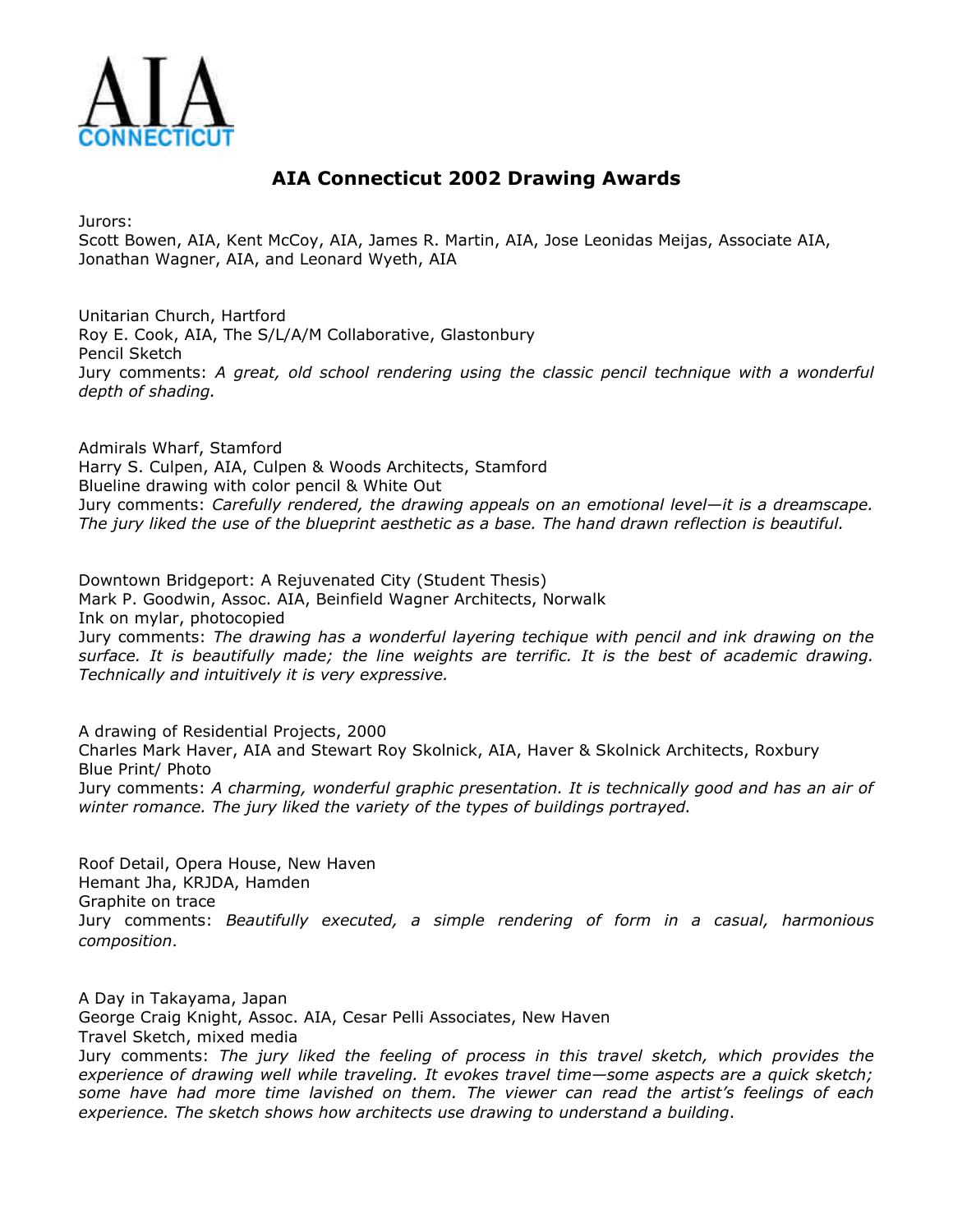AIA CONNECTICUT

# AIA Connecticut 2002 Drawing Awards

Jurors:
Scott Bowen, AIA, Kent McCoy, AIA, James R. Martin, AIA, Jose Leonidas Meijas, Associate AIA, Jonathan Wagner, AIA, and Leonard Wyeth, AIA

Unitarian Church, Hartford
Roy E. Cook, AIA, The S/L/A/M Collaborative, Glastonbury
Pencil Sketch
Jury comments: *A great, old school rendering using the classic pencil technique with a wonderful depth of shading.*

Admirals Wharf, Stamford
Harry S. Culpen, AIA, Culpen & Woods Architects, Stamford
Blueline drawing with color pencil & White Out
Jury comments: *Carefully rendered, the drawing appeals on an emotional level—it is a dreamscape. The jury liked the use of the blueprint aesthetic as a base. The hand drawn reflection is beautiful.*

Downtown Bridgeport: A Rejuvenated City (Student Thesis)
Mark P. Goodwin, Assoc. AIA, Beinfield Wagner Architects, Norwalk
Ink on mylar, photocopied
Jury comments: *The drawing has a wonderful layering techique with pencil and ink drawing on the surface. It is beautifully made; the line weights are terrific. It is the best of academic drawing. Technically and intuitively it is very expressive.*

A drawing of Residential Projects, 2000
Charles Mark Haver, AIA and Stewart Roy Skolnick, AIA, Haver & Skolnick Architects, Roxbury
Blue Print/ Photo
Jury comments: *A charming, wonderful graphic presentation. It is technically good and has an air of winter romance. The jury liked the variety of the types of buildings portrayed.*

Roof Detail, Opera House, New Haven
Hemant Jha, KRJDA, Hamden
Graphite on trace
Jury comments: *Beautifully executed, a simple rendering of form in a casual, harmonious composition*.

A Day in Takayama, Japan
George Craig Knight, Assoc. AIA, Cesar Pelli Associates, New Haven
Travel Sketch, mixed media
Jury comments: *The jury liked the feeling of process in this travel sketch, which provides the experience of drawing well while traveling. It evokes travel time—some aspects are a quick sketch; some have had more time lavished on them. The viewer can read the artist's feelings of each experience. The sketch shows how architects use drawing to understand a building*.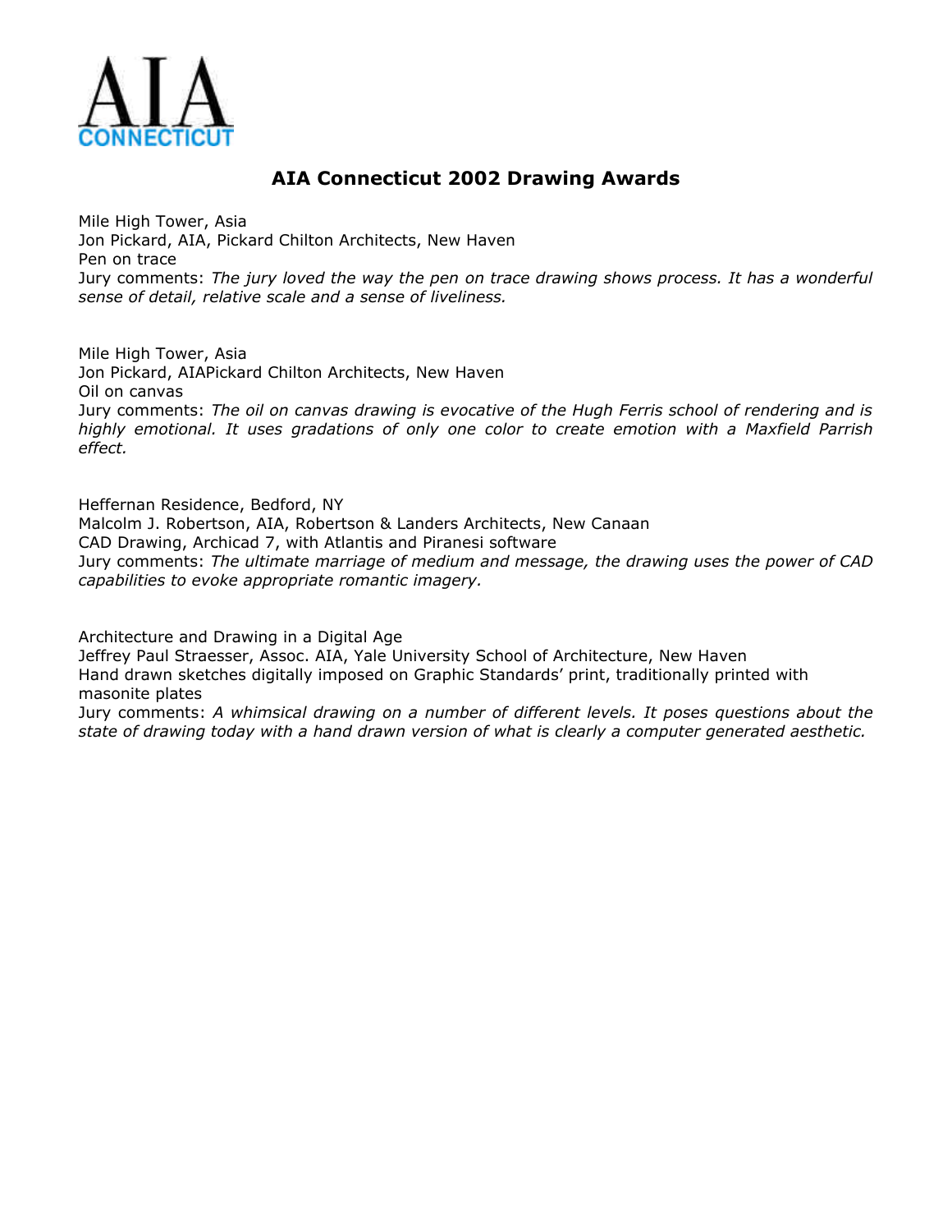# AIA Connecticut 2002 Drawing Awards

Mile High Tower, Asia
Jon Pickard, AIA, Pickard Chilton Architects, New Haven
Pen on trace
Jury comments: *The jury loved the way the pen on trace drawing shows process. It has a wonderful sense of detail, relative scale and a sense of liveliness.*

Mile High Tower, Asia
Jon Pickard, AIAPickard Chilton Architects, New Haven
Oil on canvas
Jury comments: *The oil on canvas drawing is evocative of the Hugh Ferris school of rendering and is highly emotional. It uses gradations of only one color to create emotion with a Maxfield Parrish effect.*

Heffernan Residence, Bedford, NY
Malcolm J. Robertson, AIA, Robertson & Landers Architects, New Canaan
CAD Drawing, Archicad 7, with Atlantis and Piranesi software
Jury comments: *The ultimate marriage of medium and message, the drawing uses the power of CAD capabilities to evoke appropriate romantic imagery.*

Architecture and Drawing in a Digital Age
Jeffrey Paul Straesser, Assoc. AIA, Yale University School of Architecture, New Haven
Hand drawn sketches digitally imposed on Graphic Standards' print, traditionally printed with masonite plates
Jury comments: *A whimsical drawing on a number of different levels. It poses questions about the state of drawing today with a hand drawn version of what is clearly a computer generated aesthetic.*